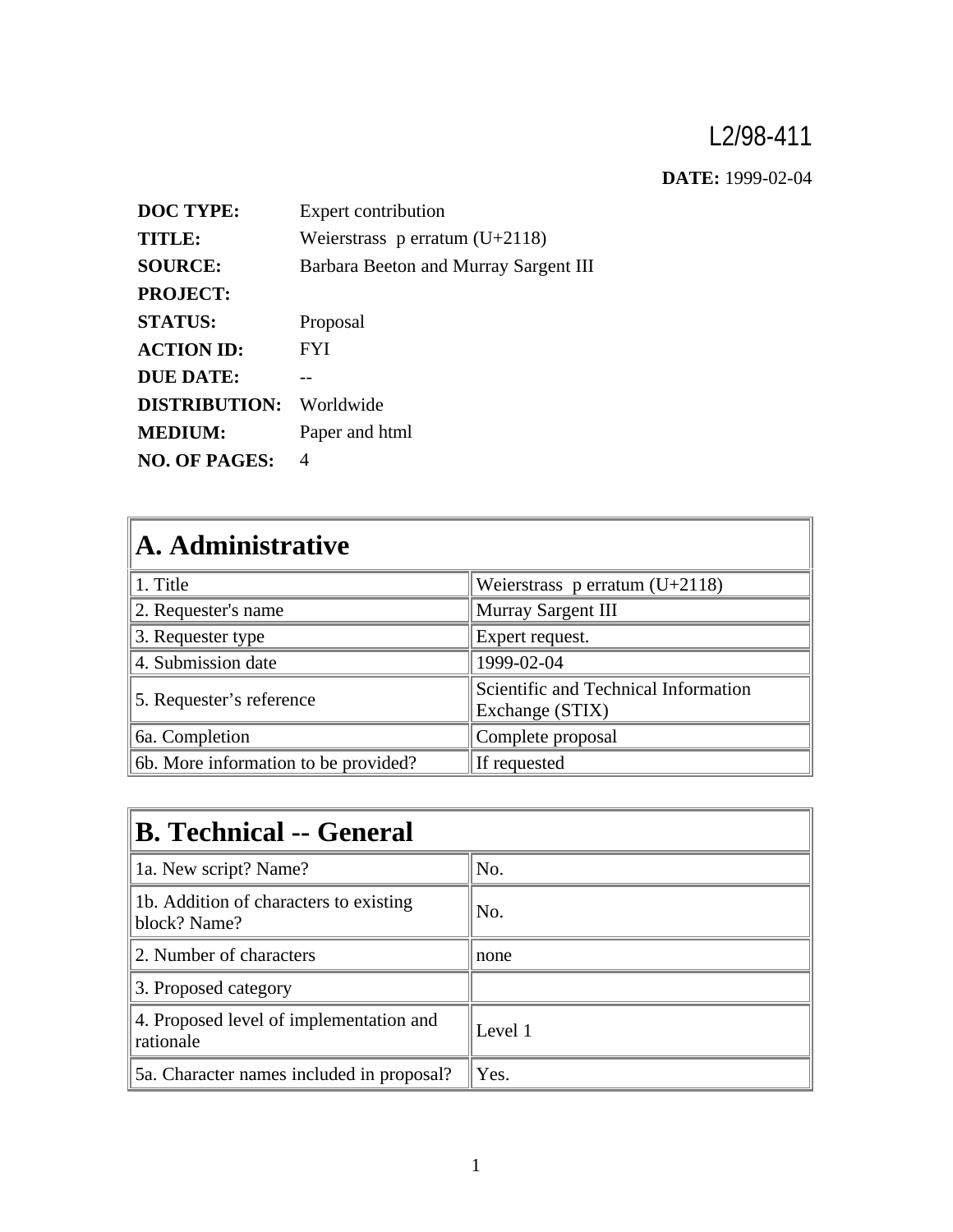L2/98-411

**DATE:** 1999-02-04

| | |
|---|---|
| **DOC TYPE:** | Expert contribution |
| **TITLE:** | Weierstrass p erratum (U+2118) |
| **SOURCE:** | Barbara Beeton and Murray Sargent III |
| **PROJECT:** | |
| **STATUS:** | Proposal |
| **ACTION ID:** | FYI |
| **DUE DATE:** | -- |
| **DISTRIBUTION:** | Worldwide |
| **MEDIUM:** | Paper and html |
| **NO. OF PAGES:** | 4 |

| A. Administrative | |
|---|---|
| 1. Title | Weierstrass p erratum (U+2118) |
| 2. Requester's name | Murray Sargent III |
| 3. Requester type | Expert request. |
| 4. Submission date | 1999-02-04 |
| 5. Requester's reference | Scientific and Technical Information Exchange (STIX) |
| 6a. Completion | Complete proposal |
| 6b. More information to be provided? | If requested |

| B. Technical -- General | |
|---|---|
| 1a. New script? Name? | No. |
| 1b. Addition of characters to existing block? Name? | No. |
| 2. Number of characters | none |
| 3. Proposed category | |
| 4. Proposed level of implementation and rationale | Level 1 |
| 5a. Character names included in proposal? | Yes. |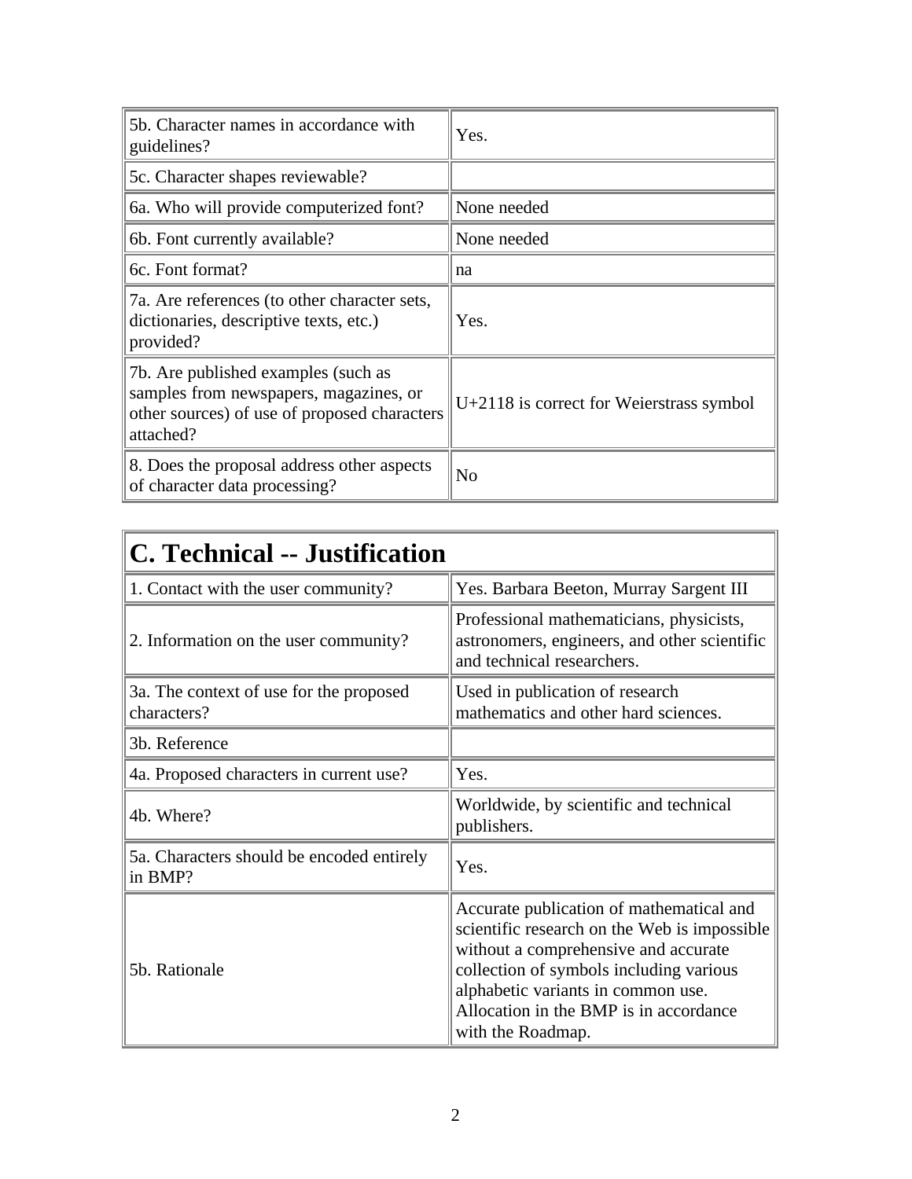| | |
|---|---|
| 5b. Character names in accordance with guidelines? | Yes. |
| 5c. Character shapes reviewable? | |
| 6a. Who will provide computerized font? | None needed |
| 6b. Font currently available? | None needed |
| 6c. Font format? | na |
| 7a. Are references (to other character sets, dictionaries, descriptive texts, etc.) provided? | Yes. |
| 7b. Are published examples (such as samples from newspapers, magazines, or other sources) of use of proposed characters attached? | U+2118 is correct for Weierstrass symbol |
| 8. Does the proposal address other aspects of character data processing? | No |

## C. Technical -- Justification

| | |
|---|---|
| 1. Contact with the user community? | Yes. Barbara Beeton, Murray Sargent III |
| 2. Information on the user community? | Professional mathematicians, physicists, astronomers, engineers, and other scientific and technical researchers. |
| 3a. The context of use for the proposed characters? | Used in publication of research mathematics and other hard sciences. |
| 3b. Reference | |
| 4a. Proposed characters in current use? | Yes. |
| 4b. Where? | Worldwide, by scientific and technical publishers. |
| 5a. Characters should be encoded entirely in BMP? | Yes. |
| 5b. Rationale | Accurate publication of mathematical and scientific research on the Web is impossible without a comprehensive and accurate collection of symbols including various alphabetic variants in common use. Allocation in the BMP is in accordance with the Roadmap. |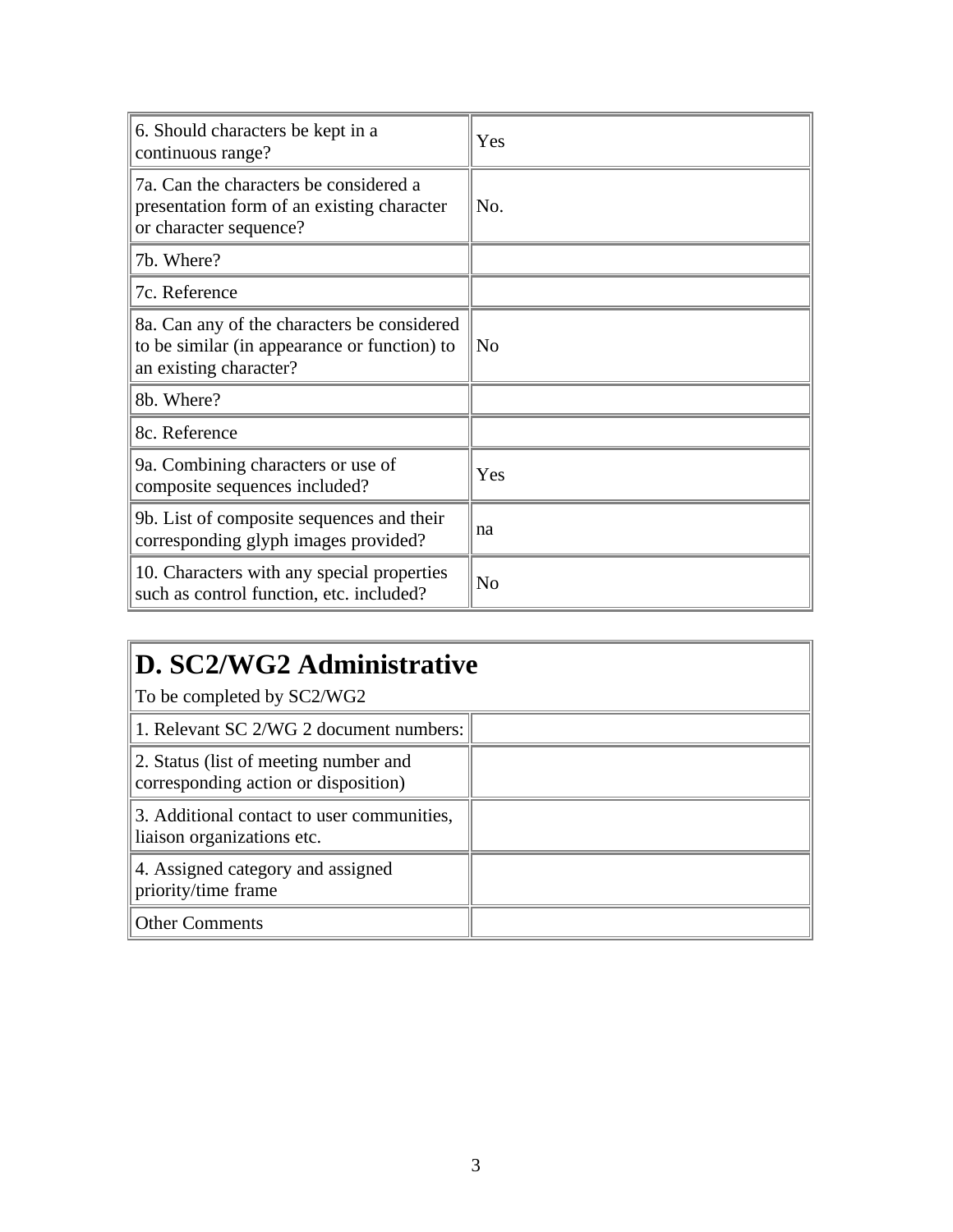| | |
|---|---|
| 6. Should characters be kept in a continuous range? | Yes |
| 7a. Can the characters be considered a presentation form of an existing character or character sequence? | No. |
| 7b. Where? | |
| 7c. Reference | |
| 8a. Can any of the characters be considered to be similar (in appearance or function) to an existing character? | No |
| 8b. Where? | |
| 8c. Reference | |
| 9a. Combining characters or use of composite sequences included? | Yes |
| 9b. List of composite sequences and their corresponding glyph images provided? | na |
| 10. Characters with any special properties such as control function, etc. included? | No |

## D. SC2/WG2 Administrative

To be completed by SC2/WG2

| | |
|---|---|
| 1. Relevant SC 2/WG 2 document numbers: | |
| 2. Status (list of meeting number and corresponding action or disposition) | |
| 3. Additional contact to user communities, liaison organizations etc. | |
| 4. Assigned category and assigned priority/time frame | |
| Other Comments | |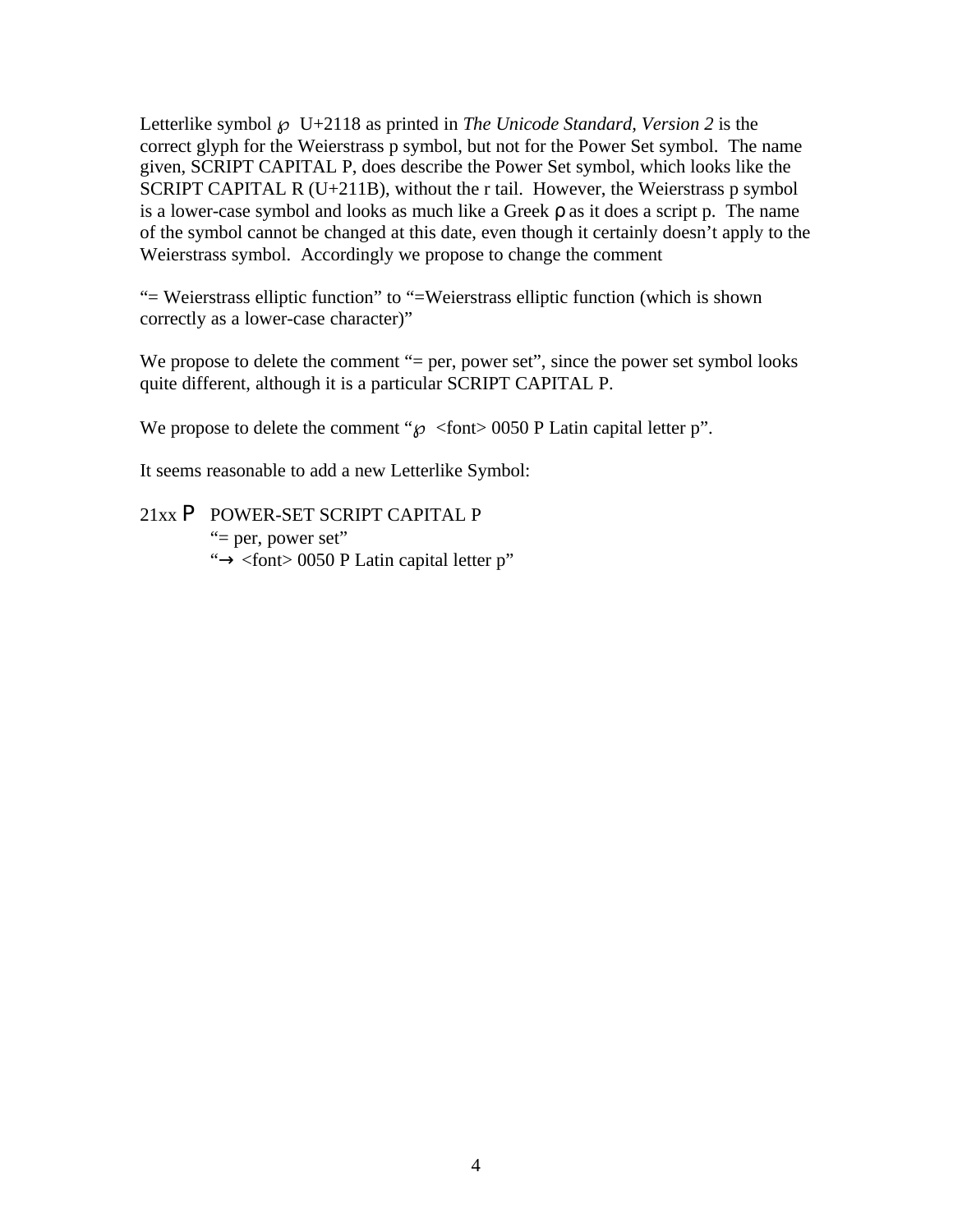Letterlike symbol ℘ U+2118 as printed in *The Unicode Standard, Version 2* is the correct glyph for the Weierstrass p symbol, but not for the Power Set symbol. The name given, SCRIPT CAPITAL P, does describe the Power Set symbol, which looks like the SCRIPT CAPITAL R (U+211B), without the r tail. However, the Weierstrass p symbol is a lower-case symbol and looks as much like a Greek ρ as it does a script p. The name of the symbol cannot be changed at this date, even though it certainly doesn't apply to the Weierstrass symbol. Accordingly we propose to change the comment

"= Weierstrass elliptic function" to "=Weierstrass elliptic function (which is shown correctly as a lower-case character)"

We propose to delete the comment "= per, power set", since the power set symbol looks quite different, although it is a particular SCRIPT CAPITAL P.

We propose to delete the comment "℘ <font> 0050 P Latin capital letter p".

It seems reasonable to add a new Letterlike Symbol:

21xx P POWER-SET SCRIPT CAPITAL P
"= per, power set"
"→ <font> 0050 P Latin capital letter p"